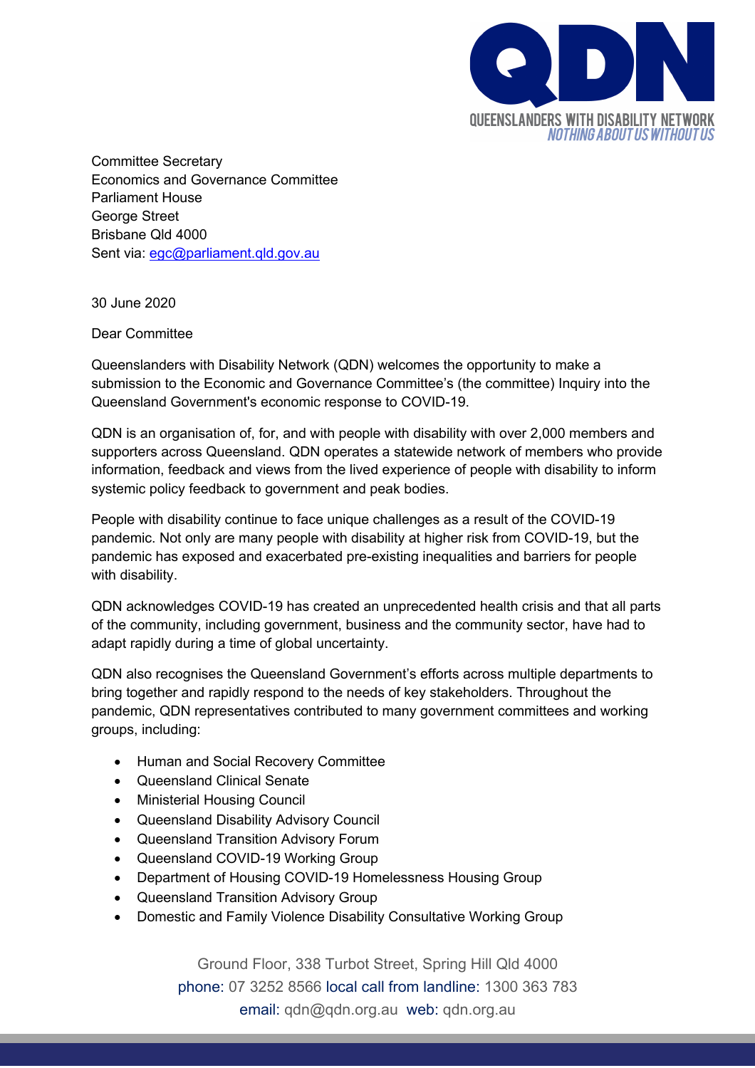QUEENSLANDERS WITH DISABILITY NETWORK
*NOTHING ABOUT US WITHOUT US*

Committee Secretary
Economics and Governance Committee
Parliament House
George Street
Brisbane Qld 4000
Sent via: egc@parliament.qld.gov.au

30 June 2020

Dear Committee

Queenslanders with Disability Network (QDN) welcomes the opportunity to make a submission to the Economic and Governance Committee's (the committee) Inquiry into the Queensland Government's economic response to COVID-19.

QDN is an organisation of, for, and with people with disability with over 2,000 members and supporters across Queensland. QDN operates a statewide network of members who provide information, feedback and views from the lived experience of people with disability to inform systemic policy feedback to government and peak bodies.

People with disability continue to face unique challenges as a result of the COVID-19 pandemic. Not only are many people with disability at higher risk from COVID-19, but the pandemic has exposed and exacerbated pre-existing inequalities and barriers for people with disability.

QDN acknowledges COVID-19 has created an unprecedented health crisis and that all parts of the community, including government, business and the community sector, have had to adapt rapidly during a time of global uncertainty.

QDN also recognises the Queensland Government's efforts across multiple departments to bring together and rapidly respond to the needs of key stakeholders. Throughout the pandemic, QDN representatives contributed to many government committees and working groups, including:

- Human and Social Recovery Committee
- Queensland Clinical Senate
- Ministerial Housing Council
- Queensland Disability Advisory Council
- Queensland Transition Advisory Forum
- Queensland COVID-19 Working Group
- Department of Housing COVID-19 Homelessness Housing Group
- Queensland Transition Advisory Group
- Domestic and Family Violence Disability Consultative Working Group

Ground Floor, 338 Turbot Street, Spring Hill Qld 4000
phone: 07 3252 8566 local call from landline: 1300 363 783
email: qdn@qdn.org.au web: qdn.org.au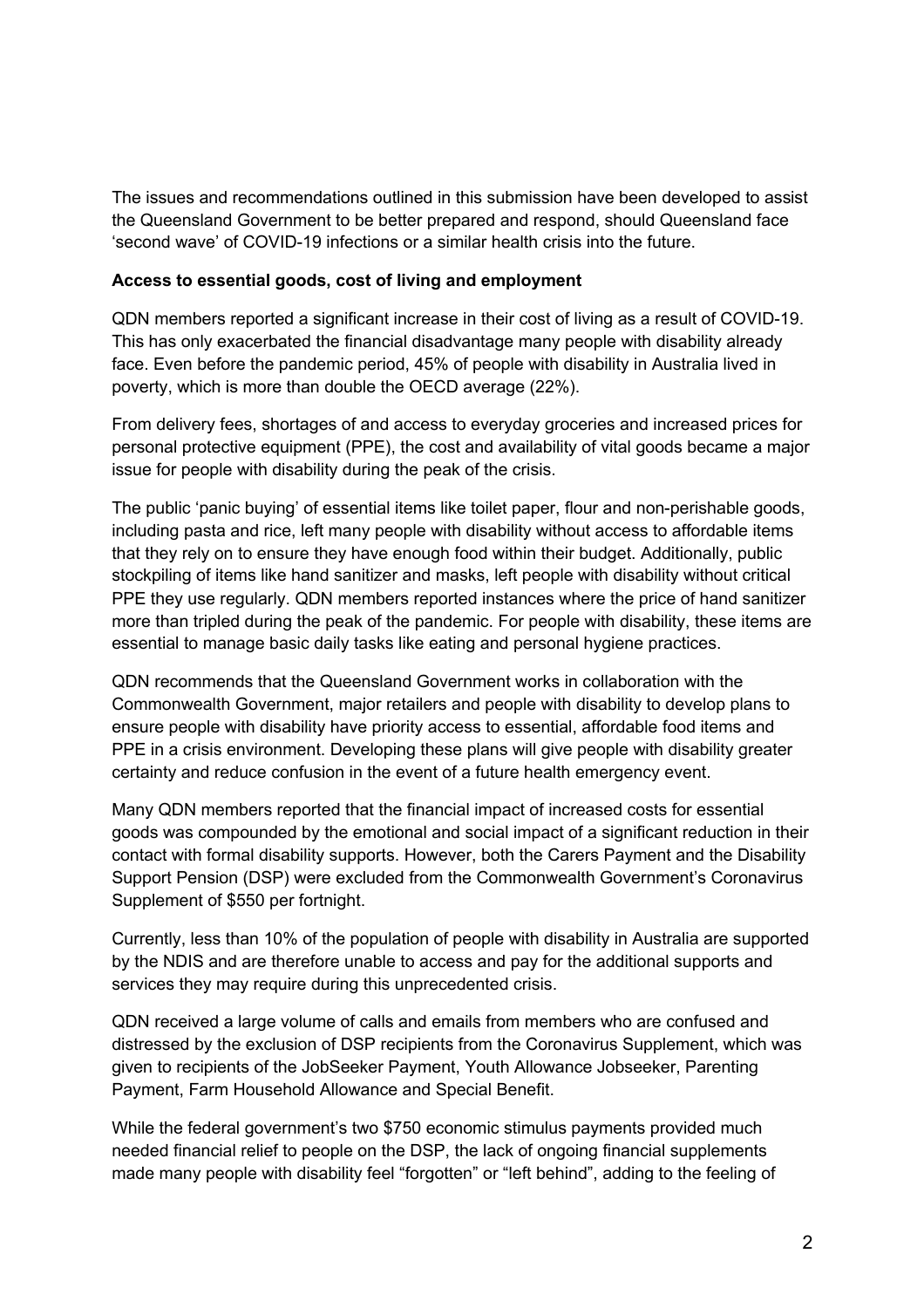The issues and recommendations outlined in this submission have been developed to assist the Queensland Government to be better prepared and respond, should Queensland face 'second wave' of COVID-19 infections or a similar health crisis into the future.

**Access to essential goods, cost of living and employment**

QDN members reported a significant increase in their cost of living as a result of COVID-19. This has only exacerbated the financial disadvantage many people with disability already face. Even before the pandemic period, 45% of people with disability in Australia lived in poverty, which is more than double the OECD average (22%).

From delivery fees, shortages of and access to everyday groceries and increased prices for personal protective equipment (PPE), the cost and availability of vital goods became a major issue for people with disability during the peak of the crisis.

The public 'panic buying' of essential items like toilet paper, flour and non-perishable goods, including pasta and rice, left many people with disability without access to affordable items that they rely on to ensure they have enough food within their budget. Additionally, public stockpiling of items like hand sanitizer and masks, left people with disability without critical PPE they use regularly. QDN members reported instances where the price of hand sanitizer more than tripled during the peak of the pandemic. For people with disability, these items are essential to manage basic daily tasks like eating and personal hygiene practices.

QDN recommends that the Queensland Government works in collaboration with the Commonwealth Government, major retailers and people with disability to develop plans to ensure people with disability have priority access to essential, affordable food items and PPE in a crisis environment. Developing these plans will give people with disability greater certainty and reduce confusion in the event of a future health emergency event.

Many QDN members reported that the financial impact of increased costs for essential goods was compounded by the emotional and social impact of a significant reduction in their contact with formal disability supports. However, both the Carers Payment and the Disability Support Pension (DSP) were excluded from the Commonwealth Government's Coronavirus Supplement of $550 per fortnight.

Currently, less than 10% of the population of people with disability in Australia are supported by the NDIS and are therefore unable to access and pay for the additional supports and services they may require during this unprecedented crisis.

QDN received a large volume of calls and emails from members who are confused and distressed by the exclusion of DSP recipients from the Coronavirus Supplement, which was given to recipients of the JobSeeker Payment, Youth Allowance Jobseeker, Parenting Payment, Farm Household Allowance and Special Benefit.

While the federal government's two $750 economic stimulus payments provided much needed financial relief to people on the DSP, the lack of ongoing financial supplements made many people with disability feel "forgotten" or "left behind", adding to the feeling of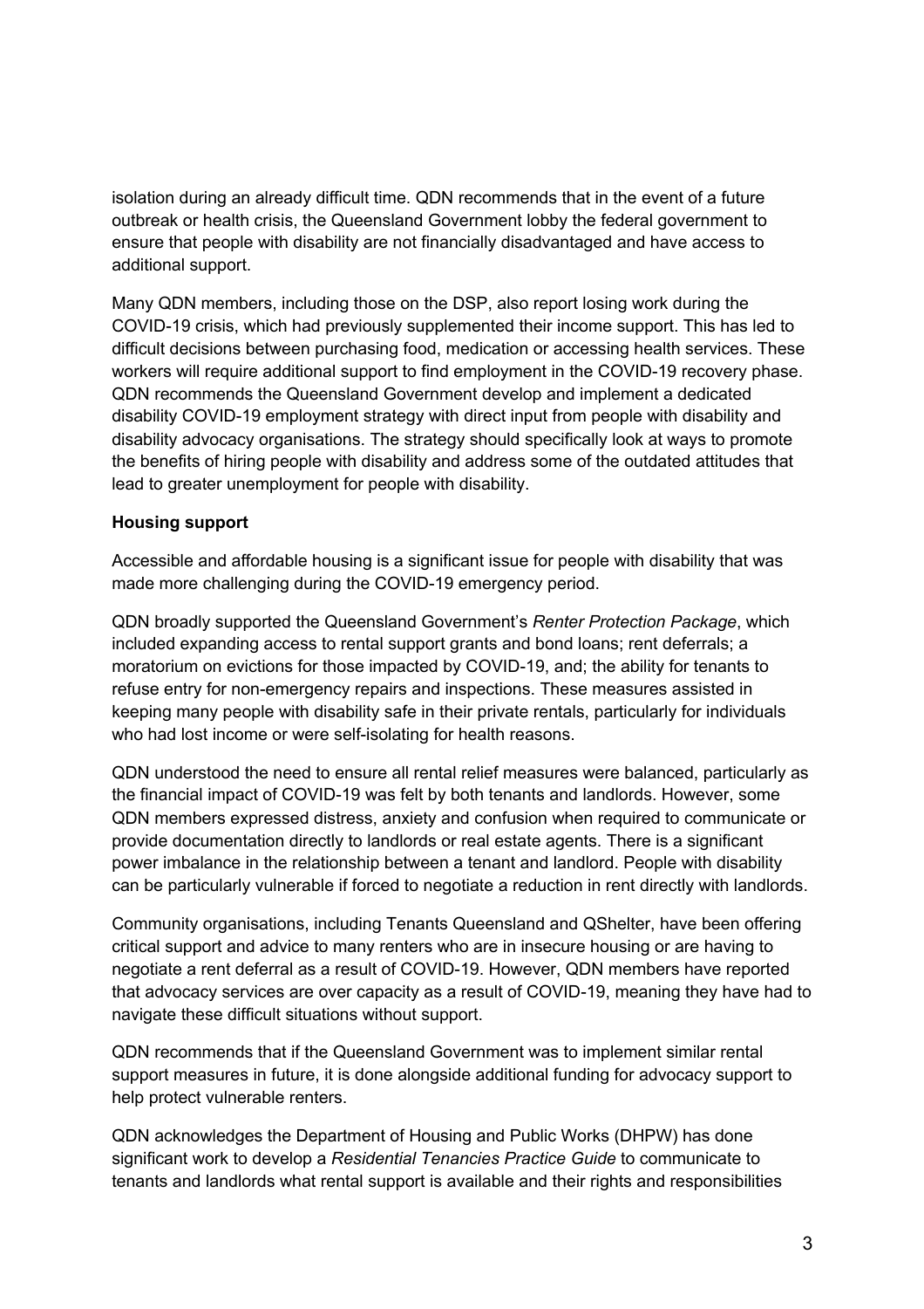isolation during an already difficult time. QDN recommends that in the event of a future outbreak or health crisis, the Queensland Government lobby the federal government to ensure that people with disability are not financially disadvantaged and have access to additional support.

Many QDN members, including those on the DSP, also report losing work during the COVID-19 crisis, which had previously supplemented their income support. This has led to difficult decisions between purchasing food, medication or accessing health services. These workers will require additional support to find employment in the COVID-19 recovery phase. QDN recommends the Queensland Government develop and implement a dedicated disability COVID-19 employment strategy with direct input from people with disability and disability advocacy organisations. The strategy should specifically look at ways to promote the benefits of hiring people with disability and address some of the outdated attitudes that lead to greater unemployment for people with disability.

**Housing support**

Accessible and affordable housing is a significant issue for people with disability that was made more challenging during the COVID-19 emergency period.

QDN broadly supported the Queensland Government's *Renter Protection Package*, which included expanding access to rental support grants and bond loans; rent deferrals; a moratorium on evictions for those impacted by COVID-19, and; the ability for tenants to refuse entry for non-emergency repairs and inspections. These measures assisted in keeping many people with disability safe in their private rentals, particularly for individuals who had lost income or were self-isolating for health reasons.

QDN understood the need to ensure all rental relief measures were balanced, particularly as the financial impact of COVID-19 was felt by both tenants and landlords. However, some QDN members expressed distress, anxiety and confusion when required to communicate or provide documentation directly to landlords or real estate agents. There is a significant power imbalance in the relationship between a tenant and landlord. People with disability can be particularly vulnerable if forced to negotiate a reduction in rent directly with landlords.

Community organisations, including Tenants Queensland and QShelter, have been offering critical support and advice to many renters who are in insecure housing or are having to negotiate a rent deferral as a result of COVID-19. However, QDN members have reported that advocacy services are over capacity as a result of COVID-19, meaning they have had to navigate these difficult situations without support.

QDN recommends that if the Queensland Government was to implement similar rental support measures in future, it is done alongside additional funding for advocacy support to help protect vulnerable renters.

QDN acknowledges the Department of Housing and Public Works (DHPW) has done significant work to develop a *Residential Tenancies Practice Guide* to communicate to tenants and landlords what rental support is available and their rights and responsibilities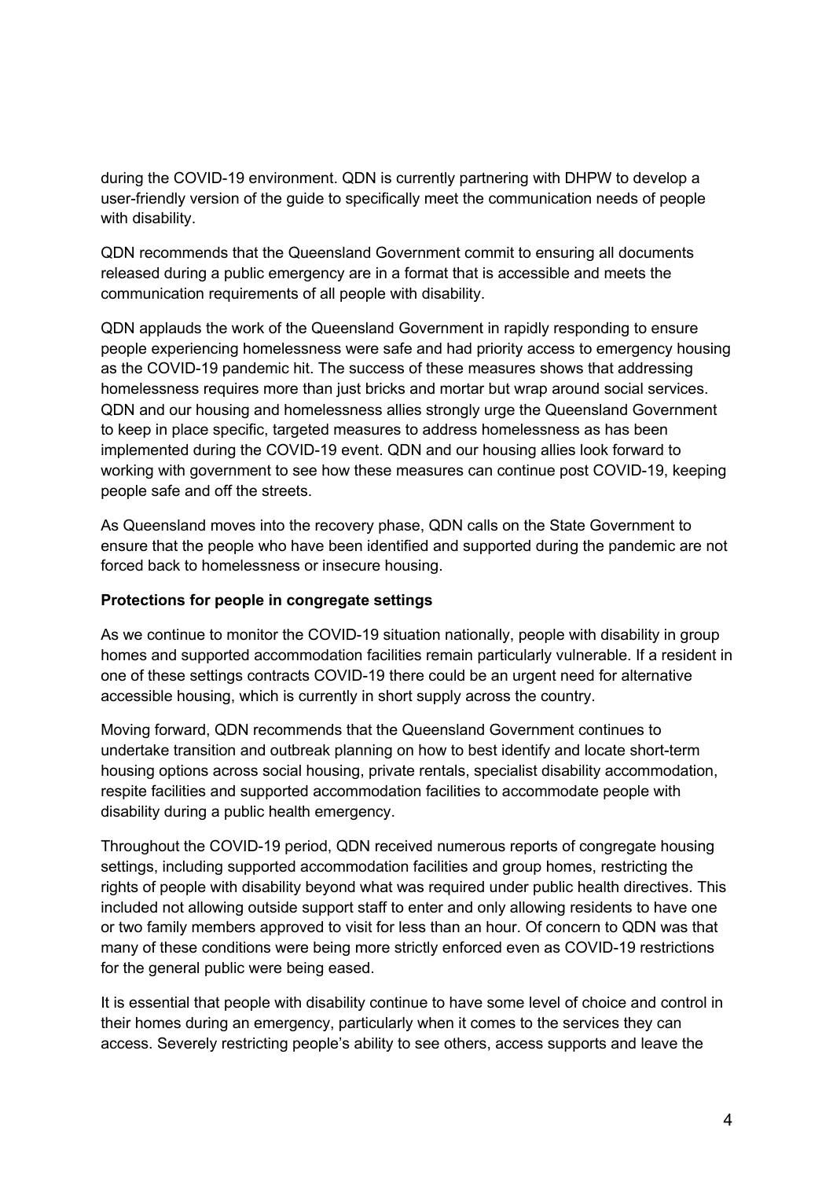during the COVID-19 environment. QDN is currently partnering with DHPW to develop a user-friendly version of the guide to specifically meet the communication needs of people with disability.

QDN recommends that the Queensland Government commit to ensuring all documents released during a public emergency are in a format that is accessible and meets the communication requirements of all people with disability.

QDN applauds the work of the Queensland Government in rapidly responding to ensure people experiencing homelessness were safe and had priority access to emergency housing as the COVID-19 pandemic hit. The success of these measures shows that addressing homelessness requires more than just bricks and mortar but wrap around social services. QDN and our housing and homelessness allies strongly urge the Queensland Government to keep in place specific, targeted measures to address homelessness as has been implemented during the COVID-19 event. QDN and our housing allies look forward to working with government to see how these measures can continue post COVID-19, keeping people safe and off the streets.

As Queensland moves into the recovery phase, QDN calls on the State Government to ensure that the people who have been identified and supported during the pandemic are not forced back to homelessness or insecure housing.

**Protections for people in congregate settings**

As we continue to monitor the COVID-19 situation nationally, people with disability in group homes and supported accommodation facilities remain particularly vulnerable. If a resident in one of these settings contracts COVID-19 there could be an urgent need for alternative accessible housing, which is currently in short supply across the country.

Moving forward, QDN recommends that the Queensland Government continues to undertake transition and outbreak planning on how to best identify and locate short-term housing options across social housing, private rentals, specialist disability accommodation, respite facilities and supported accommodation facilities to accommodate people with disability during a public health emergency.

Throughout the COVID-19 period, QDN received numerous reports of congregate housing settings, including supported accommodation facilities and group homes, restricting the rights of people with disability beyond what was required under public health directives. This included not allowing outside support staff to enter and only allowing residents to have one or two family members approved to visit for less than an hour. Of concern to QDN was that many of these conditions were being more strictly enforced even as COVID-19 restrictions for the general public were being eased.

It is essential that people with disability continue to have some level of choice and control in their homes during an emergency, particularly when it comes to the services they can access. Severely restricting people's ability to see others, access supports and leave the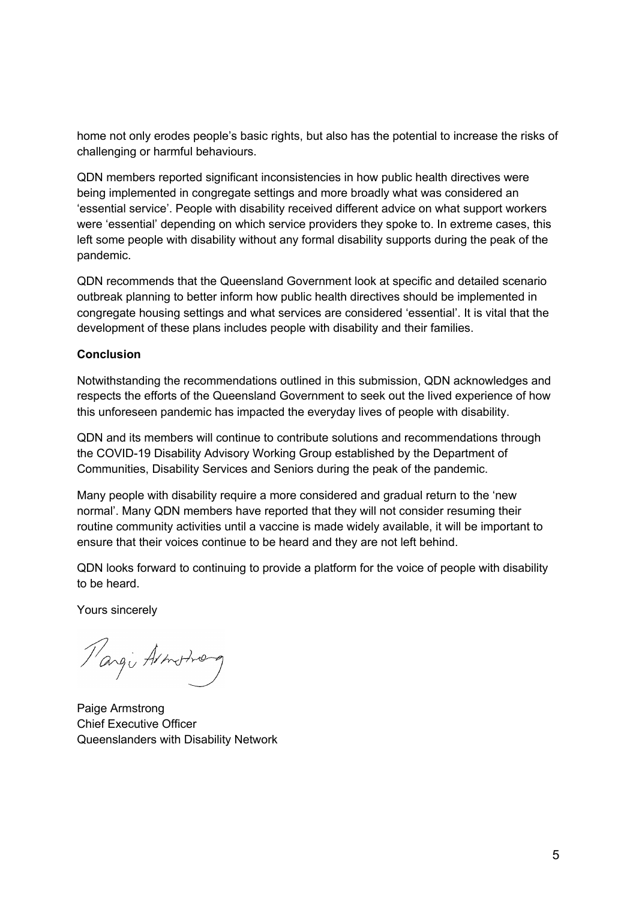home not only erodes people's basic rights, but also has the potential to increase the risks of challenging or harmful behaviours.

QDN members reported significant inconsistencies in how public health directives were being implemented in congregate settings and more broadly what was considered an 'essential service'. People with disability received different advice on what support workers were 'essential' depending on which service providers they spoke to. In extreme cases, this left some people with disability without any formal disability supports during the peak of the pandemic.

QDN recommends that the Queensland Government look at specific and detailed scenario outbreak planning to better inform how public health directives should be implemented in congregate housing settings and what services are considered 'essential'. It is vital that the development of these plans includes people with disability and their families.

**Conclusion**

Notwithstanding the recommendations outlined in this submission, QDN acknowledges and respects the efforts of the Queensland Government to seek out the lived experience of how this unforeseen pandemic has impacted the everyday lives of people with disability.

QDN and its members will continue to contribute solutions and recommendations through the COVID-19 Disability Advisory Working Group established by the Department of Communities, Disability Services and Seniors during the peak of the pandemic.

Many people with disability require a more considered and gradual return to the 'new normal'. Many QDN members have reported that they will not consider resuming their routine community activities until a vaccine is made widely available, it will be important to ensure that their voices continue to be heard and they are not left behind.

QDN looks forward to continuing to provide a platform for the voice of people with disability to be heard.

Yours sincerely

Paige Armstrong
Chief Executive Officer
Queenslanders with Disability Network